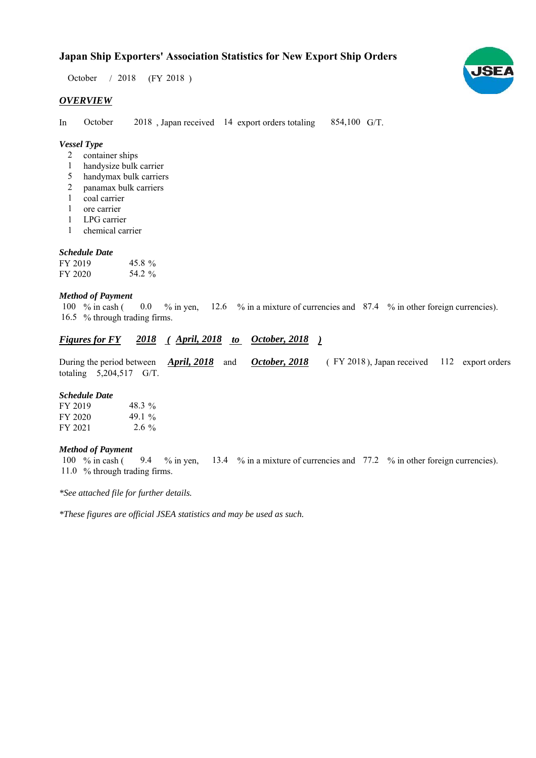# Japan Ship Exporters' Association Statistics for New Export Ship Orders

October / 2018 (FY 2018 )

## *OVERVIEW*

In October 2018 , Japan received 14 export orders totaling 854,100 G/T.

### *Vessel Type*

- 2 container ships
- 1 handysize bulk carrier
- 5 handymax bulk carriers
- 2 panamax bulk carriers
- 1 coal carrier
- 1 ore carrier
- 1 LPG carrier
- 1 chemical carrier

### *Schedule Date*

| | |
|---|---|
| FY 2019 | 45.8 % |
| FY 2020 | 54.2 % |

### *Method of Payment*

100 % in cash ( 0.0 % in yen, 12.6 % in a mixture of currencies and 87.4 % in other foreign currencies).
16.5 % through trading firms.

## ***Figures for FY 2018 ( April, 2018 to October, 2018 )***

During the period between ***April, 2018*** and ***October, 2018*** ( FY 2018 ), Japan received 112 export orders totaling 5,204,517 G/T.

### *Schedule Date*

| | |
|---|---|
| FY 2019 | 48.3 % |
| FY 2020 | 49.1 % |
| FY 2021 | 2.6 % |

### *Method of Payment*

100 % in cash ( 9.4 % in yen, 13.4 % in a mixture of currencies and 77.2 % in other foreign currencies).
11.0 % through trading firms.

*\*See attached file for further details.*

*\*These figures are official JSEA statistics and may be used as such.*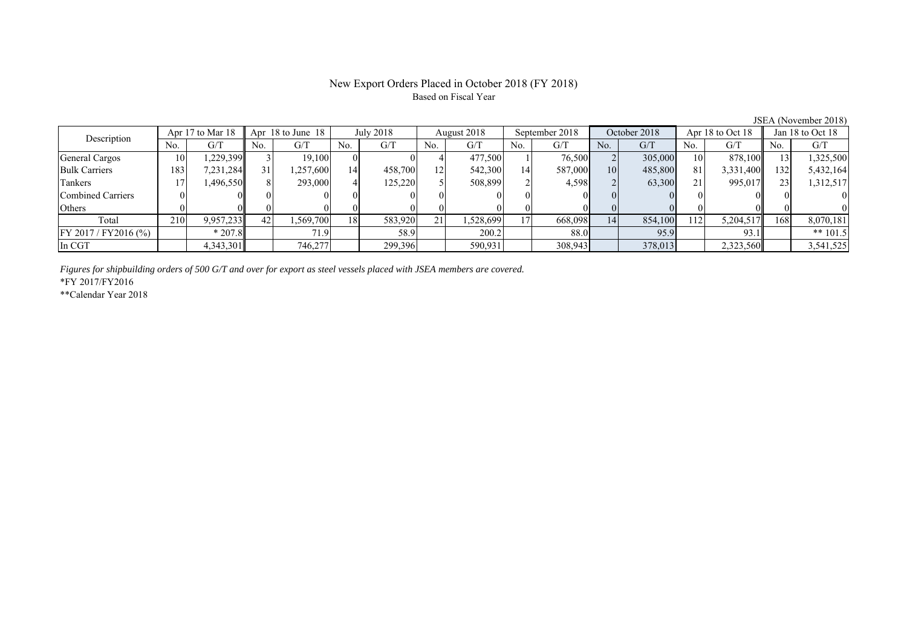# New Export Orders Placed in October 2018 (FY 2018)

Based on Fiscal Year

JSEA (November 2018)

| Description | Apr 17 to Mar 18 | | Apr 18 to June 18 | | July 2018 | | August 2018 | | September 2018 | | October 2018 | | Apr 18 to Oct 18 | | Jan 18 to Oct 18 | |
|---|---|---|---|---|---|---|---|---|---|---|---|---|---|---|---|---|
| | No. | G/T | No. | G/T | No. | G/T | No. | G/T | No. | G/T | No. | G/T | No. | G/T | No. | G/T |
| General Cargos | 10 | 1,229,399 | 3 | 19,100 | 0 | 0 | 4 | 477,500 | 1 | 76,500 | 2 | 305,000 | 10 | 878,100 | 13 | 1,325,500 |
| Bulk Carriers | 183 | 7,231,284 | 31 | 1,257,600 | 14 | 458,700 | 12 | 542,300 | 14 | 587,000 | 10 | 485,800 | 81 | 3,331,400 | 132 | 5,432,164 |
| Tankers | 17 | 1,496,550 | 8 | 293,000 | 4 | 125,220 | 5 | 508,899 | 2 | 4,598 | 2 | 63,300 | 21 | 995,017 | 23 | 1,312,517 |
| Combined Carriers | 0 | 0 | 0 | 0 | 0 | 0 | 0 | 0 | 0 | 0 | 0 | 0 | 0 | 0 | 0 | 0 |
| Others | 0 | 0 | 0 | 0 | 0 | 0 | 0 | 0 | 0 | 0 | 0 | 0 | 0 | 0 | 0 | 0 |
| Total | 210 | 9,957,233 | 42 | 1,569,700 | 18 | 583,920 | 21 | 1,528,699 | 17 | 668,098 | 14 | 854,100 | 112 | 5,204,517 | 168 | 8,070,181 |
| FY 2017 / FY2016 (%) | | * 207.8 | | 71.9 | | 58.9 | | 200.2 | | 88.0 | | 95.9 | | 93.1 | | ** 101.5 |
| In CGT | | 4,343,301 | | 746,277 | | 299,396 | | 590,931 | | 308,943 | | 378,013 | | 2,323,560 | | 3,541,525 |

*Figures for shipbuilding orders of 500 G/T and over for export as steel vessels placed with JSEA members are covered.*

*FY 2017/FY2016

**Calendar Year 2018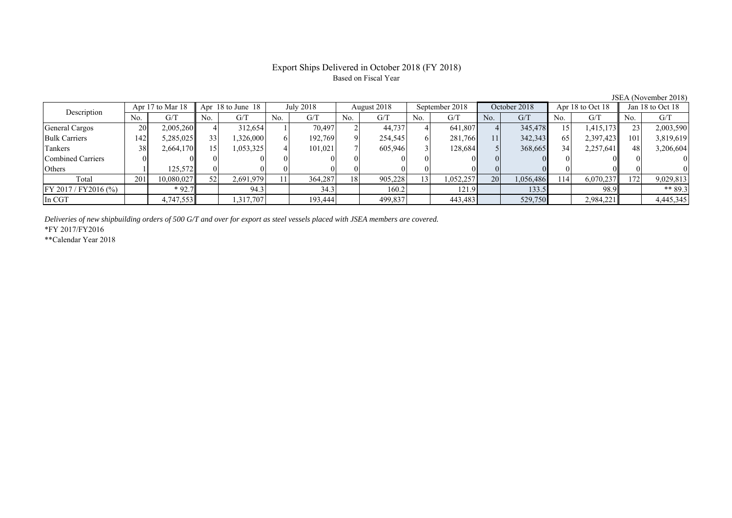# Export Ships Delivered in October 2018 (FY 2018)

Based on Fiscal Year

JSEA (November 2018)

| Description | Apr 17 to Mar 18 | | Apr 18 to June 18 | | July 2018 | | August 2018 | | September 2018 | | October 2018 | | Apr 18 to Oct 18 | | Jan 18 to Oct 18 | |
|---|---|---|---|---|---|---|---|---|---|---|---|---|---|---|---|---|
| | No. | G/T | No. | G/T | No. | G/T | No. | G/T | No. | G/T | No. | G/T | No. | G/T | No. | G/T |
| General Cargos | 20 | 2,005,260 | 4 | 312,654 | 1 | 70,497 | 2 | 44,737 | 4 | 641,807 | 4 | 345,478 | 15 | 1,415,173 | 23 | 2,003,590 |
| Bulk Carriers | 142 | 5,285,025 | 33 | 1,326,000 | 6 | 192,769 | 9 | 254,545 | 6 | 281,766 | 11 | 342,343 | 65 | 2,397,423 | 101 | 3,819,619 |
| Tankers | 38 | 2,664,170 | 15 | 1,053,325 | 4 | 101,021 | 7 | 605,946 | 3 | 128,684 | 5 | 368,665 | 34 | 2,257,641 | 48 | 3,206,604 |
| Combined Carriers | 0 | 0 | 0 | 0 | 0 | 0 | 0 | 0 | 0 | 0 | 0 | 0 | 0 | 0 | 0 | 0 |
| Others | 1 | 125,572 | 0 | 0 | 0 | 0 | 0 | 0 | 0 | 0 | 0 | 0 | 0 | 0 | 0 | 0 |
| Total | 201 | 10,080,027 | 52 | 2,691,979 | 11 | 364,287 | 18 | 905,228 | 13 | 1,052,257 | 20 | 1,056,486 | 114 | 6,070,237 | 172 | 9,029,813 |
| FY 2017 / FY2016 (%) | | * 92.7 | | 94.3 | | 34.3 | | 160.2 | | 121.9 | | 133.5 | | 98.9 | | ** 89.3 |
| In CGT | | 4,747,553 | | 1,317,707 | | 193,444 | | 499,837 | | 443,483 | | 529,750 | | 2,984,221 | | 4,445,345 |

*Deliveries of new shipbuilding orders of 500 G/T and over for export as steel vessels placed with JSEA members are covered.*

*FY 2017/FY2016

**Calendar Year 2018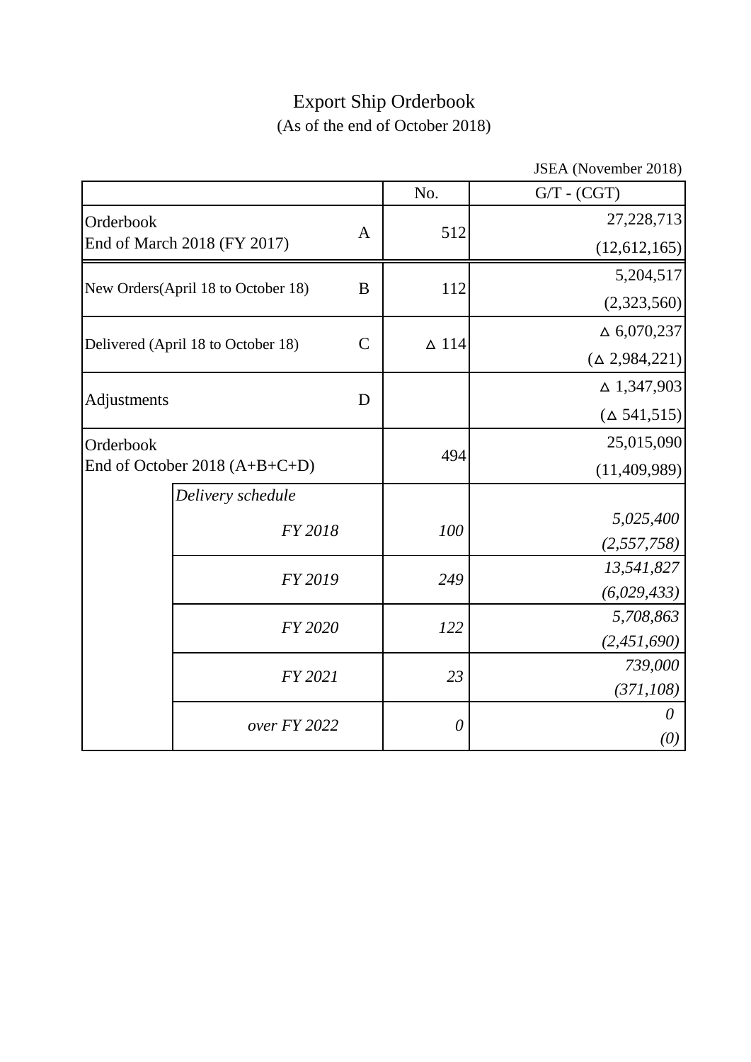# Export Ship Orderbook

(As of the end of October 2018)

JSEA (November 2018)

| | | | No. | G/T - (CGT) |
|---|---|---|---|---|
| Orderbook<br>End of March 2018 (FY 2017) | | A | 512 | 27,228,713<br>(12,612,165) |
| New Orders(April 18 to October 18) | | B | 112 | 5,204,517<br>(2,323,560) |
| Delivered (April 18 to October 18) | | C | ∆ 114 | ∆ 6,070,237<br>(∆ 2,984,221) |
| Adjustments | | D | | ∆ 1,347,903<br>(∆ 541,515) |
| Orderbook<br>End of October 2018 (A+B+C+D) | | | 494 | 25,015,090<br>(11,409,989) |
| | *Delivery schedule*<br>*FY 2018* | | *100* | *5,025,400*<br>*(2,557,758)* |
| | *FY 2019* | | *249* | *13,541,827*<br>*(6,029,433)* |
| | *FY 2020* | | *122* | *5,708,863*<br>*(2,451,690)* |
| | *FY 2021* | | *23* | *739,000*<br>*(371,108)* |
| | *over FY 2022* | | *0* | *0*<br>*(0)* |